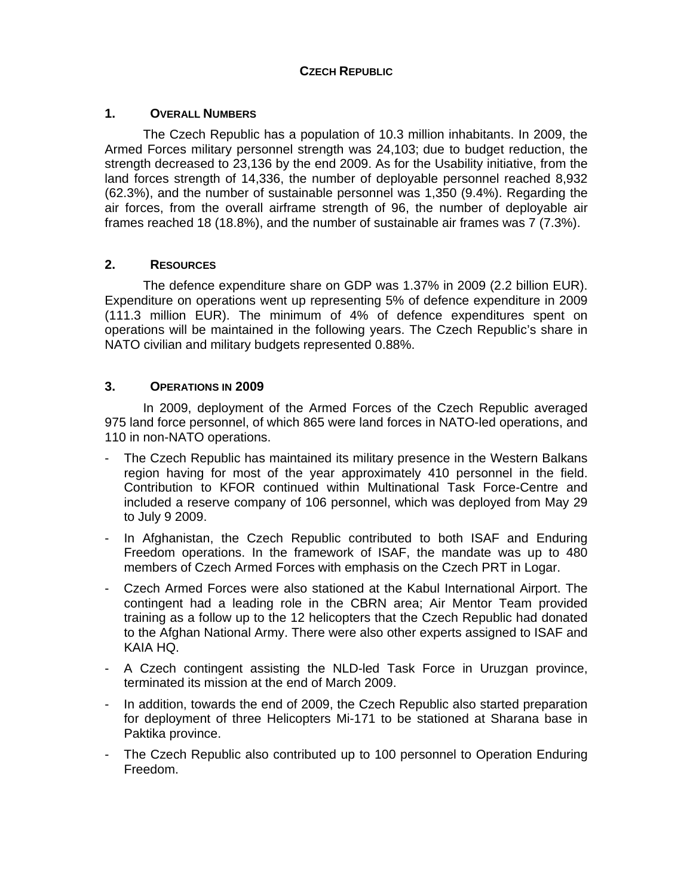# CZECH REPUBLIC

## 1. OVERALL NUMBERS

The Czech Republic has a population of 10.3 million inhabitants. In 2009, the Armed Forces military personnel strength was 24,103; due to budget reduction, the strength decreased to 23,136 by the end 2009. As for the Usability initiative, from the land forces strength of 14,336, the number of deployable personnel reached 8,932 (62.3%), and the number of sustainable personnel was 1,350 (9.4%). Regarding the air forces, from the overall airframe strength of 96, the number of deployable air frames reached 18 (18.8%), and the number of sustainable air frames was 7 (7.3%).

## 2. RESOURCES

The defence expenditure share on GDP was 1.37% in 2009 (2.2 billion EUR). Expenditure on operations went up representing 5% of defence expenditure in 2009 (111.3 million EUR). The minimum of 4% of defence expenditures spent on operations will be maintained in the following years. The Czech Republic's share in NATO civilian and military budgets represented 0.88%.

## 3. OPERATIONS IN 2009

In 2009, deployment of the Armed Forces of the Czech Republic averaged 975 land force personnel, of which 865 were land forces in NATO-led operations, and 110 in non-NATO operations.

- The Czech Republic has maintained its military presence in the Western Balkans region having for most of the year approximately 410 personnel in the field. Contribution to KFOR continued within Multinational Task Force-Centre and included a reserve company of 106 personnel, which was deployed from May 29 to July 9 2009.
- In Afghanistan, the Czech Republic contributed to both ISAF and Enduring Freedom operations. In the framework of ISAF, the mandate was up to 480 members of Czech Armed Forces with emphasis on the Czech PRT in Logar.
- Czech Armed Forces were also stationed at the Kabul International Airport. The contingent had a leading role in the CBRN area; Air Mentor Team provided training as a follow up to the 12 helicopters that the Czech Republic had donated to the Afghan National Army. There were also other experts assigned to ISAF and KAIA HQ.
- A Czech contingent assisting the NLD-led Task Force in Uruzgan province, terminated its mission at the end of March 2009.
- In addition, towards the end of 2009, the Czech Republic also started preparation for deployment of three Helicopters Mi-171 to be stationed at Sharana base in Paktika province.
- The Czech Republic also contributed up to 100 personnel to Operation Enduring Freedom.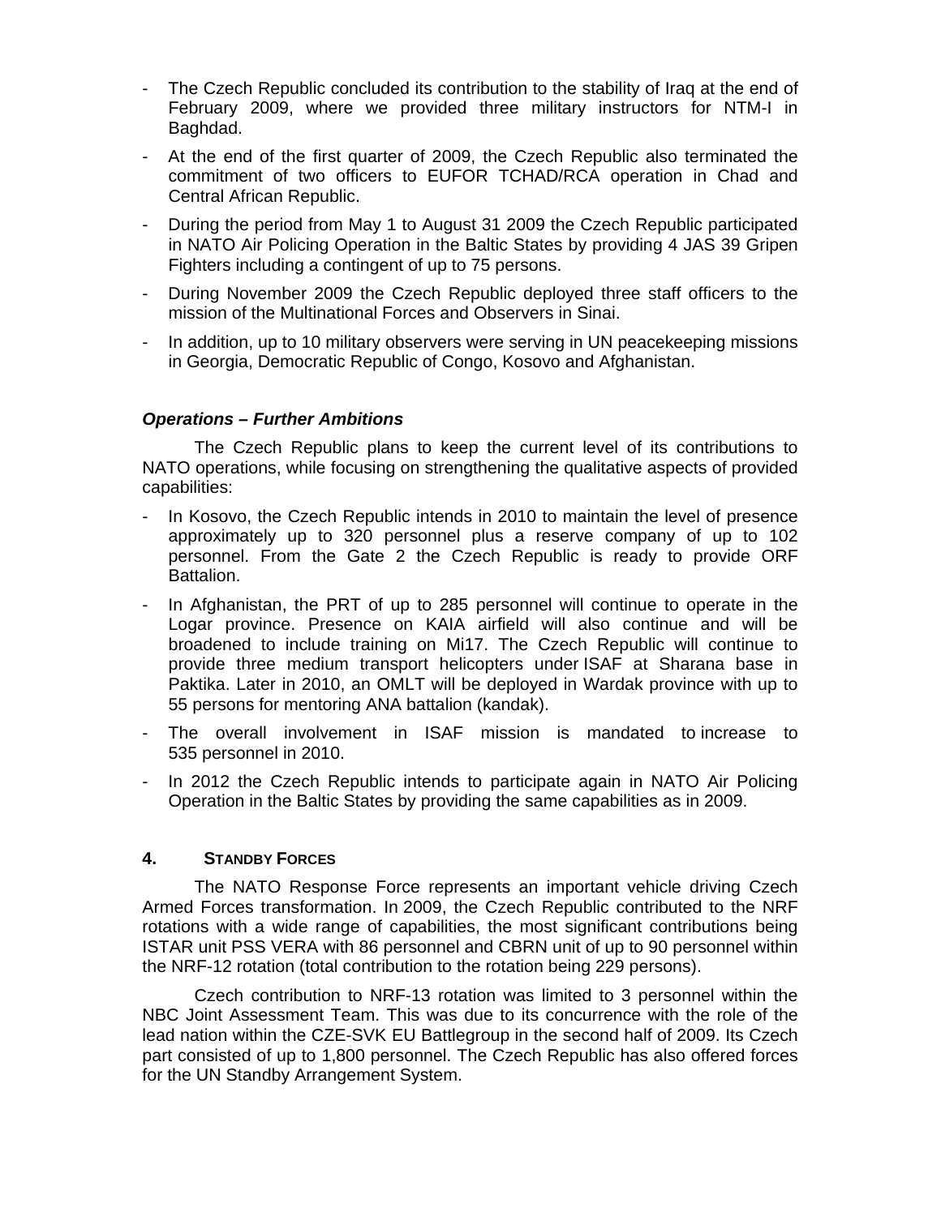- The Czech Republic concluded its contribution to the stability of Iraq at the end of February 2009, where we provided three military instructors for NTM-I in Baghdad.
- At the end of the first quarter of 2009, the Czech Republic also terminated the commitment of two officers to EUFOR TCHAD/RCA operation in Chad and Central African Republic.
- During the period from May 1 to August 31 2009 the Czech Republic participated in NATO Air Policing Operation in the Baltic States by providing 4 JAS 39 Gripen Fighters including a contingent of up to 75 persons.
- During November 2009 the Czech Republic deployed three staff officers to the mission of the Multinational Forces and Observers in Sinai.
- In addition, up to 10 military observers were serving in UN peacekeeping missions in Georgia, Democratic Republic of Congo, Kosovo and Afghanistan.

***Operations – Further Ambitions***

The Czech Republic plans to keep the current level of its contributions to NATO operations, while focusing on strengthening the qualitative aspects of provided capabilities:

- In Kosovo, the Czech Republic intends in 2010 to maintain the level of presence approximately up to 320 personnel plus a reserve company of up to 102 personnel. From the Gate 2 the Czech Republic is ready to provide ORF Battalion.
- In Afghanistan, the PRT of up to 285 personnel will continue to operate in the Logar province. Presence on KAIA airfield will also continue and will be broadened to include training on Mi17. The Czech Republic will continue to provide three medium transport helicopters under ISAF at Sharana base in Paktika. Later in 2010, an OMLT will be deployed in Wardak province with up to 55 persons for mentoring ANA battalion (kandak).
- The overall involvement in ISAF mission is mandated to increase to 535 personnel in 2010.
- In 2012 the Czech Republic intends to participate again in NATO Air Policing Operation in the Baltic States by providing the same capabilities as in 2009.

## 4. STANDBY FORCES

The NATO Response Force represents an important vehicle driving Czech Armed Forces transformation. In 2009, the Czech Republic contributed to the NRF rotations with a wide range of capabilities, the most significant contributions being ISTAR unit PSS VERA with 86 personnel and CBRN unit of up to 90 personnel within the NRF-12 rotation (total contribution to the rotation being 229 persons).

Czech contribution to NRF-13 rotation was limited to 3 personnel within the NBC Joint Assessment Team. This was due to its concurrence with the role of the lead nation within the CZE-SVK EU Battlegroup in the second half of 2009. Its Czech part consisted of up to 1,800 personnel. The Czech Republic has also offered forces for the UN Standby Arrangement System.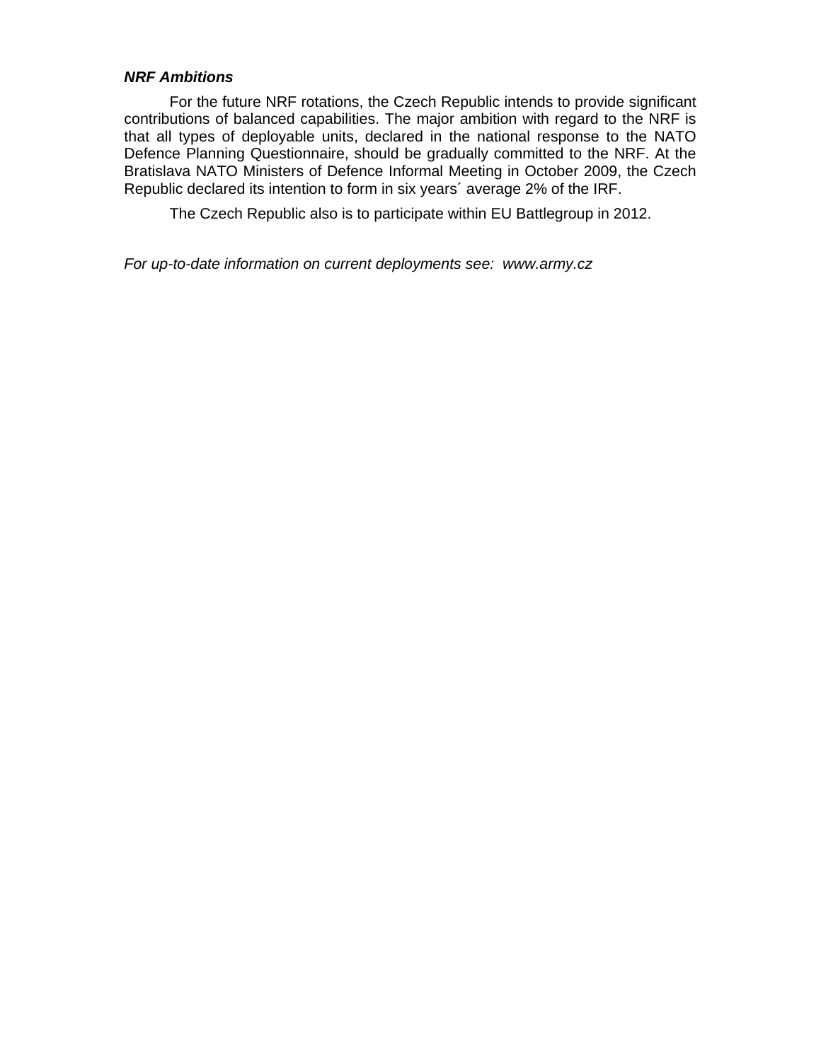***NRF Ambitions***

For the future NRF rotations, the Czech Republic intends to provide significant contributions of balanced capabilities. The major ambition with regard to the NRF is that all types of deployable units, declared in the national response to the NATO Defence Planning Questionnaire, should be gradually committed to the NRF. At the Bratislava NATO Ministers of Defence Informal Meeting in October 2009, the Czech Republic declared its intention to form in six years´ average 2% of the IRF.

The Czech Republic also is to participate within EU Battlegroup in 2012.

*For up-to-date information on current deployments see: www.army.cz*